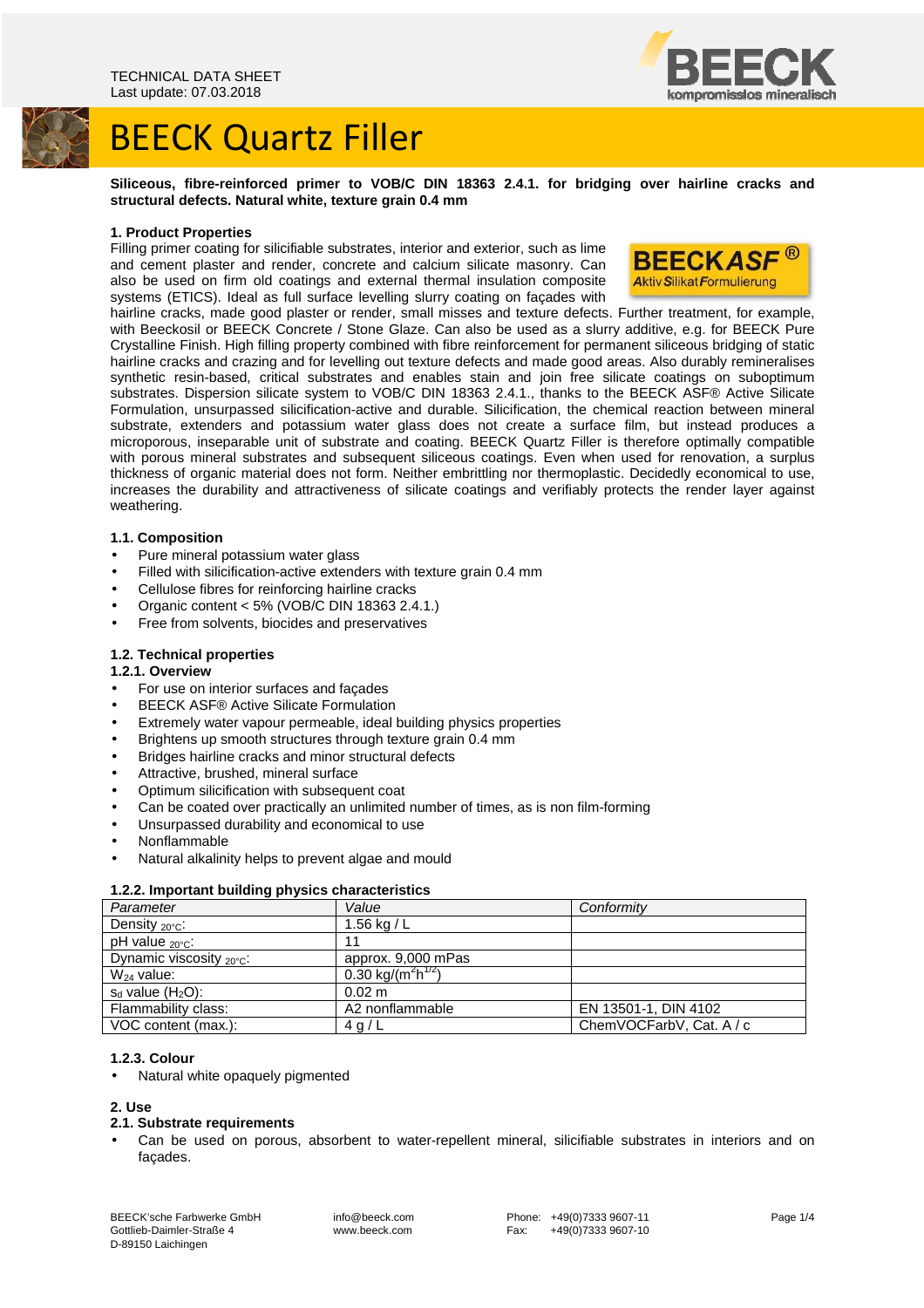TECHNICAL DATA SHEET
Last update: 07.03.2018

# BEECK Quartz Filler

**Siliceous, fibre-reinforced primer to VOB/C DIN 18363 2.4.1. for bridging over hairline cracks and structural defects. Natural white, texture grain 0.4 mm**

### 1. Product Properties

Filling primer coating for silicifiable substrates, interior and exterior, such as lime and cement plaster and render, concrete and calcium silicate masonry. Can also be used on firm old coatings and external thermal insulation composite systems (ETICS). Ideal as full surface levelling slurry coating on façades with hairline cracks, made good plaster or render, small misses and texture defects. Further treatment, for example, with Beeckosil or BEECK Concrete / Stone Glaze. Can also be used as a slurry additive, e.g. for BEECK Pure Crystalline Finish. High filling property combined with fibre reinforcement for permanent siliceous bridging of static hairline cracks and crazing and for levelling out texture defects and made good areas. Also durably remineralises synthetic resin-based, critical substrates and enables stain and join free silicate coatings on suboptimum substrates. Dispersion silicate system to VOB/C DIN 18363 2.4.1., thanks to the BEECK ASF® Active Silicate Formulation, unsurpassed silicification-active and durable. Silicification, the chemical reaction between mineral substrate, extenders and potassium water glass does not create a surface film, but instead produces a microporous, inseparable unit of substrate and coating. BEECK Quartz Filler is therefore optimally compatible with porous mineral substrates and subsequent siliceous coatings. Even when used for renovation, a surplus thickness of organic material does not form. Neither embrittling nor thermoplastic. Decidedly economical to use, increases the durability and attractiveness of silicate coatings and verifiably protects the render layer against weathering.

### 1.1. Composition

- Pure mineral potassium water glass
- Filled with silicification-active extenders with texture grain 0.4 mm
- Cellulose fibres for reinforcing hairline cracks
- Organic content < 5% (VOB/C DIN 18363 2.4.1.)
- Free from solvents, biocides and preservatives

### 1.2. Technical properties

#### 1.2.1. Overview

- For use on interior surfaces and façades
- BEECK ASF® Active Silicate Formulation
- Extremely water vapour permeable, ideal building physics properties
- Brightens up smooth structures through texture grain 0.4 mm
- Bridges hairline cracks and minor structural defects
- Attractive, brushed, mineral surface
- Optimum silicification with subsequent coat
- Can be coated over practically an unlimited number of times, as is non film-forming
- Unsurpassed durability and economical to use
- Nonflammable
- Natural alkalinity helps to prevent algae and mould

#### 1.2.2. Important building physics characteristics

| Parameter | Value | Conformity |
|---|---|---|
| Density $_{20°C}$: | 1.56 kg / L | |
| pH value $_{20°C}$: | 11 | |
| Dynamic viscosity $_{20°C}$: | approx. 9,000 mPas | |
| $W_{24}$ value: | 0.30 kg/($m^2h^{1/2}$) | |
| $s_d$ value ($H_2O$): | 0.02 m | |
| Flammability class: | A2 nonflammable | EN 13501-1, DIN 4102 |
| VOC content (max.): | 4 g / L | ChemVOCFarbV, Cat. A / c |

#### 1.2.3. Colour

- Natural white opaquely pigmented

### 2. Use

#### 2.1. Substrate requirements

- Can be used on porous, absorbent to water-repellent mineral, silicifiable substrates in interiors and on façades.

BEECK'sche Farbwerke GmbH
Gottlieb-Daimler-Straße 4
D-89150 Laichingen

info@beeck.com
www.beeck.com

Phone: +49(0)7333 9607-11
Fax: +49(0)7333 9607-10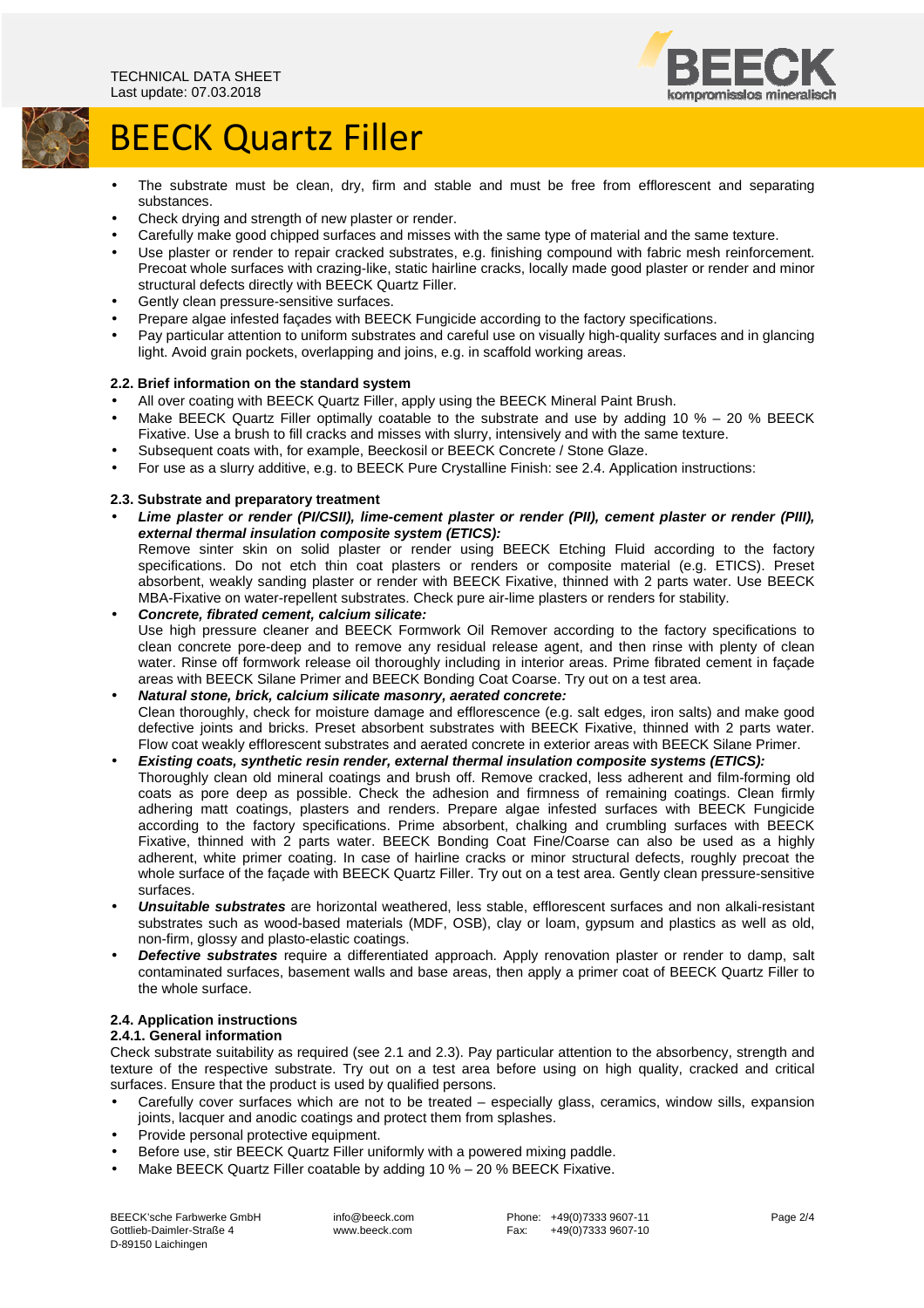- The substrate must be clean, dry, firm and stable and must be free from efflorescent and separating substances.
- Check drying and strength of new plaster or render.
- Carefully make good chipped surfaces and misses with the same type of material and the same texture.
- Use plaster or render to repair cracked substrates, e.g. finishing compound with fabric mesh reinforcement. Precoat whole surfaces with crazing-like, static hairline cracks, locally made good plaster or render and minor structural defects directly with BEECK Quartz Filler.
- Gently clean pressure-sensitive surfaces.
- Prepare algae infested façades with BEECK Fungicide according to the factory specifications.
- Pay particular attention to uniform substrates and careful use on visually high-quality surfaces and in glancing light. Avoid grain pockets, overlapping and joins, e.g. in scaffold working areas.

**2.2. Brief information on the standard system**

- All over coating with BEECK Quartz Filler, apply using the BEECK Mineral Paint Brush.
- Make BEECK Quartz Filler optimally coatable to the substrate and use by adding 10 % – 20 % BEECK Fixative. Use a brush to fill cracks and misses with slurry, intensively and with the same texture.
- Subsequent coats with, for example, Beeckosil or BEECK Concrete / Stone Glaze.
- For use as a slurry additive, e.g. to BEECK Pure Crystalline Finish: see 2.4. Application instructions:

**2.3. Substrate and preparatory treatment**

- ***Lime plaster or render (PI/CSII), lime-cement plaster or render (PII), cement plaster or render (PIII), external thermal insulation composite system (ETICS):***
  Remove sinter skin on solid plaster or render using BEECK Etching Fluid according to the factory specifications. Do not etch thin coat plasters or renders or composite material (e.g. ETICS). Preset absorbent, weakly sanding plaster or render with BEECK Fixative, thinned with 2 parts water. Use BEECK MBA-Fixative on water-repellent substrates. Check pure air-lime plasters or renders for stability.
- ***Concrete, fibrated cement, calcium silicate:***
  Use high pressure cleaner and BEECK Formwork Oil Remover according to the factory specifications to clean concrete pore-deep and to remove any residual release agent, and then rinse with plenty of clean water. Rinse off formwork release oil thoroughly including in interior areas. Prime fibrated cement in façade areas with BEECK Silane Primer and BEECK Bonding Coat Coarse. Try out on a test area.
- ***Natural stone, brick, calcium silicate masonry, aerated concrete:***
  Clean thoroughly, check for moisture damage and efflorescence (e.g. salt edges, iron salts) and make good defective joints and bricks. Preset absorbent substrates with BEECK Fixative, thinned with 2 parts water. Flow coat weakly efflorescent substrates and aerated concrete in exterior areas with BEECK Silane Primer.
- ***Existing coats, synthetic resin render, external thermal insulation composite systems (ETICS):***
  Thoroughly clean old mineral coatings and brush off. Remove cracked, less adherent and film-forming old coats as pore deep as possible. Check the adhesion and firmness of remaining coatings. Clean firmly adhering matt coatings, plasters and renders. Prepare algae infested surfaces with BEECK Fungicide according to the factory specifications. Prime absorbent, chalking and crumbling surfaces with BEECK Fixative, thinned with 2 parts water. BEECK Bonding Coat Fine/Coarse can also be used as a highly adherent, white primer coating. In case of hairline cracks or minor structural defects, roughly precoat the whole surface of the façade with BEECK Quartz Filler. Try out on a test area. Gently clean pressure-sensitive surfaces.
- ***Unsuitable substrates*** are horizontal weathered, less stable, efflorescent surfaces and non alkali-resistant substrates such as wood-based materials (MDF, OSB), clay or loam, gypsum and plastics as well as old, non-firm, glossy and plasto-elastic coatings.
- ***Defective substrates*** require a differentiated approach. Apply renovation plaster or render to damp, salt contaminated surfaces, basement walls and base areas, then apply a primer coat of BEECK Quartz Filler to the whole surface.

**2.4. Application instructions**

**2.4.1. General information**

Check substrate suitability as required (see 2.1 and 2.3). Pay particular attention to the absorbency, strength and texture of the respective substrate. Try out on a test area before using on high quality, cracked and critical surfaces. Ensure that the product is used by qualified persons.

- Carefully cover surfaces which are not to be treated – especially glass, ceramics, window sills, expansion joints, lacquer and anodic coatings and protect them from splashes.
- Provide personal protective equipment.
- Before use, stir BEECK Quartz Filler uniformly with a powered mixing paddle.
- Make BEECK Quartz Filler coatable by adding 10 % – 20 % BEECK Fixative.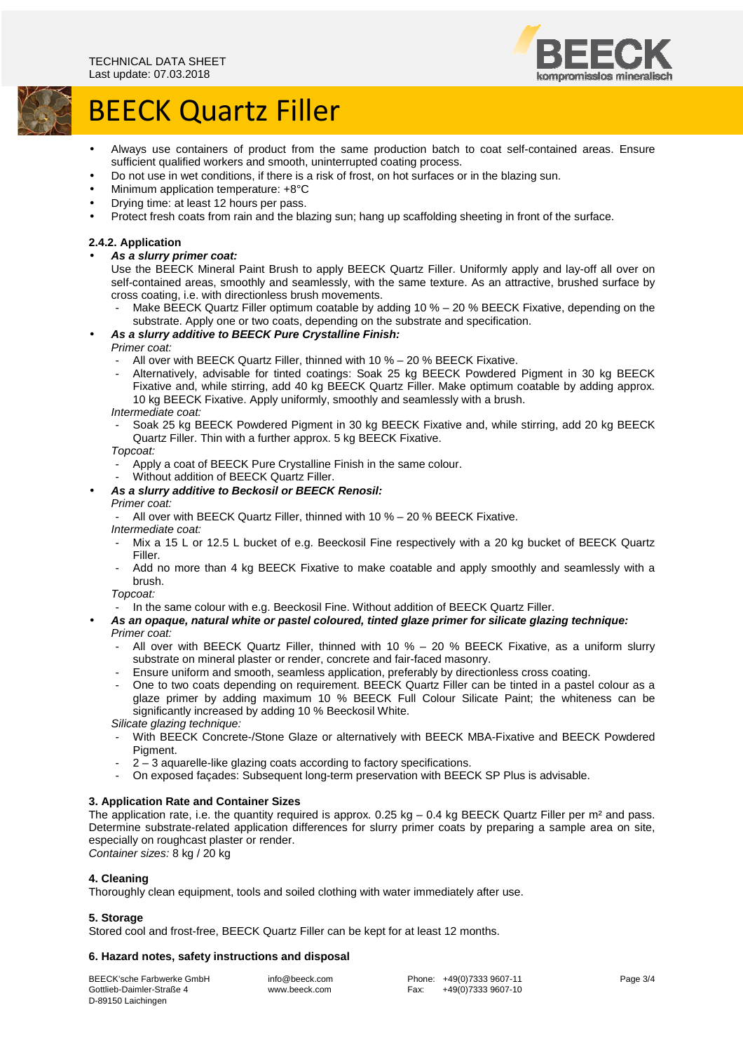- Always use containers of product from the same production batch to coat self-contained areas. Ensure sufficient qualified workers and smooth, uninterrupted coating process.
- Do not use in wet conditions, if there is a risk of frost, on hot surfaces or in the blazing sun.
- Minimum application temperature: +8°C
- Drying time: at least 12 hours per pass.
- Protect fresh coats from rain and the blazing sun; hang up scaffolding sheeting in front of the surface.

#### 2.4.2. Application

- ***As a slurry primer coat:***
  Use the BEECK Mineral Paint Brush to apply BEECK Quartz Filler. Uniformly apply and lay-off all over on self-contained areas, smoothly and seamlessly, with the same texture. As an attractive, brushed surface by cross coating, i.e. with directionless brush movements.
  - Make BEECK Quartz Filler optimum coatable by adding 10 % – 20 % BEECK Fixative, depending on the substrate. Apply one or two coats, depending on the substrate and specification.
- ***As a slurry additive to BEECK Pure Crystalline Finish:***
  *Primer coat:*
  - All over with BEECK Quartz Filler, thinned with 10 % – 20 % BEECK Fixative.
  - Alternatively, advisable for tinted coatings: Soak 25 kg BEECK Powdered Pigment in 30 kg BEECK Fixative and, while stirring, add 40 kg BEECK Quartz Filler. Make optimum coatable by adding approx. 10 kg BEECK Fixative. Apply uniformly, smoothly and seamlessly with a brush.

  *Intermediate coat:*
  - Soak 25 kg BEECK Powdered Pigment in 30 kg BEECK Fixative and, while stirring, add 20 kg BEECK Quartz Filler. Thin with a further approx. 5 kg BEECK Fixative.

  *Topcoat:*
  - Apply a coat of BEECK Pure Crystalline Finish in the same colour.
  - Without addition of BEECK Quartz Filler.
- ***As a slurry additive to Beckosil or BEECK Renosil:***
  *Primer coat:*
  - All over with BEECK Quartz Filler, thinned with 10 % – 20 % BEECK Fixative.

  *Intermediate coat:*
  - Mix a 15 L or 12.5 L bucket of e.g. Beeckosil Fine respectively with a 20 kg bucket of BEECK Quartz Filler.
  - Add no more than 4 kg BEECK Fixative to make coatable and apply smoothly and seamlessly with a brush.

  *Topcoat:*
  - In the same colour with e.g. Beeckosil Fine. Without addition of BEECK Quartz Filler.
- ***As an opaque, natural white or pastel coloured, tinted glaze primer for silicate glazing technique:***
  *Primer coat:*
  - All over with BEECK Quartz Filler, thinned with 10 % – 20 % BEECK Fixative, as a uniform slurry substrate on mineral plaster or render, concrete and fair-faced masonry.
  - Ensure uniform and smooth, seamless application, preferably by directionless cross coating.
  - One to two coats depending on requirement. BEECK Quartz Filler can be tinted in a pastel colour as a glaze primer by adding maximum 10 % BEECK Full Colour Silicate Paint; the whiteness can be significantly increased by adding 10 % Beeckosil White.

  *Silicate glazing technique:*
  - With BEECK Concrete-/Stone Glaze or alternatively with BEECK MBA-Fixative and BEECK Powdered Pigment.
  - 2 – 3 aquarelle-like glazing coats according to factory specifications.
  - On exposed façades: Subsequent long-term preservation with BEECK SP Plus is advisable.

### 3. Application Rate and Container Sizes

The application rate, i.e. the quantity required is approx. 0.25 kg – 0.4 kg BEECK Quartz Filler per m² and pass. Determine substrate-related application differences for slurry primer coats by preparing a sample area on site, especially on roughcast plaster or render.
*Container sizes:* 8 kg / 20 kg

### 4. Cleaning

Thoroughly clean equipment, tools and soiled clothing with water immediately after use.

### 5. Storage

Stored cool and frost-free, BEECK Quartz Filler can be kept for at least 12 months.

### 6. Hazard notes, safety instructions and disposal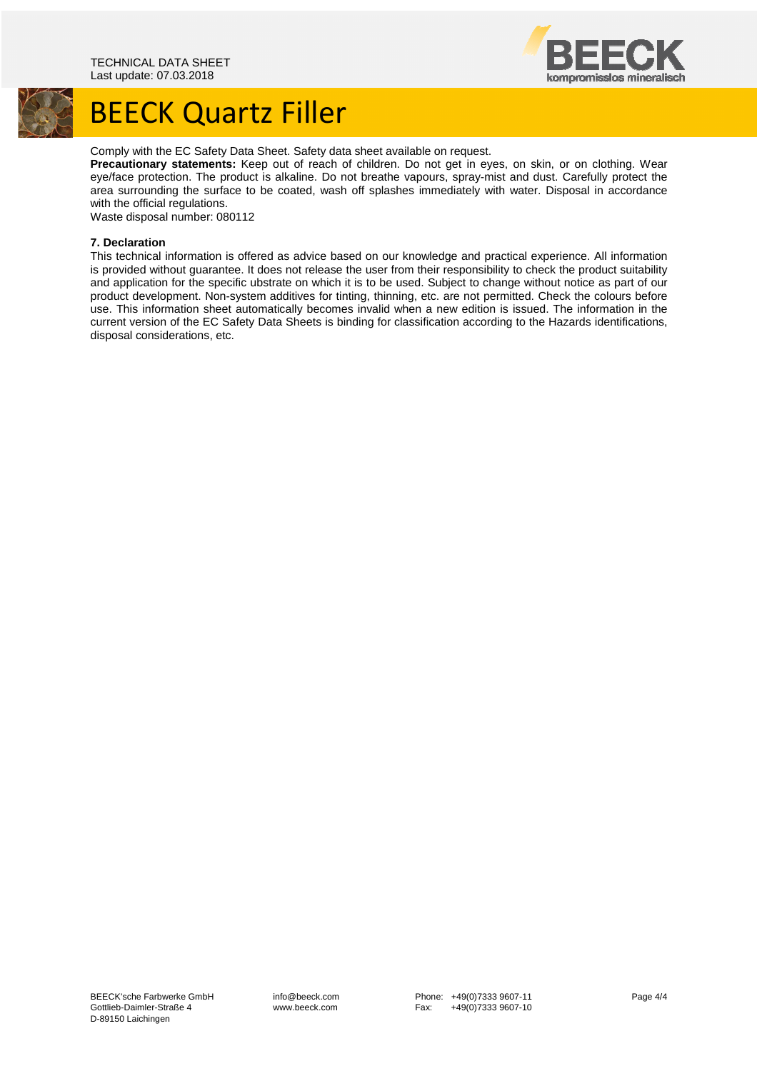Comply with the EC Safety Data Sheet. Safety data sheet available on request.

**Precautionary statements:** Keep out of reach of children. Do not get in eyes, on skin, or on clothing. Wear eye/face protection. The product is alkaline. Do not breathe vapours, spray-mist and dust. Carefully protect the area surrounding the surface to be coated, wash off splashes immediately with water. Disposal in accordance with the official regulations.

Waste disposal number: 080112

**7. Declaration**

This technical information is offered as advice based on our knowledge and practical experience. All information is provided without guarantee. It does not release the user from their responsibility to check the product suitability and application for the specific ubstrate on which it is to be used. Subject to change without notice as part of our product development. Non-system additives for tinting, thinning, etc. are not permitted. Check the colours before use. This information sheet automatically becomes invalid when a new edition is issued. The information in the current version of the EC Safety Data Sheets is binding for classification according to the Hazards identifications, disposal considerations, etc.